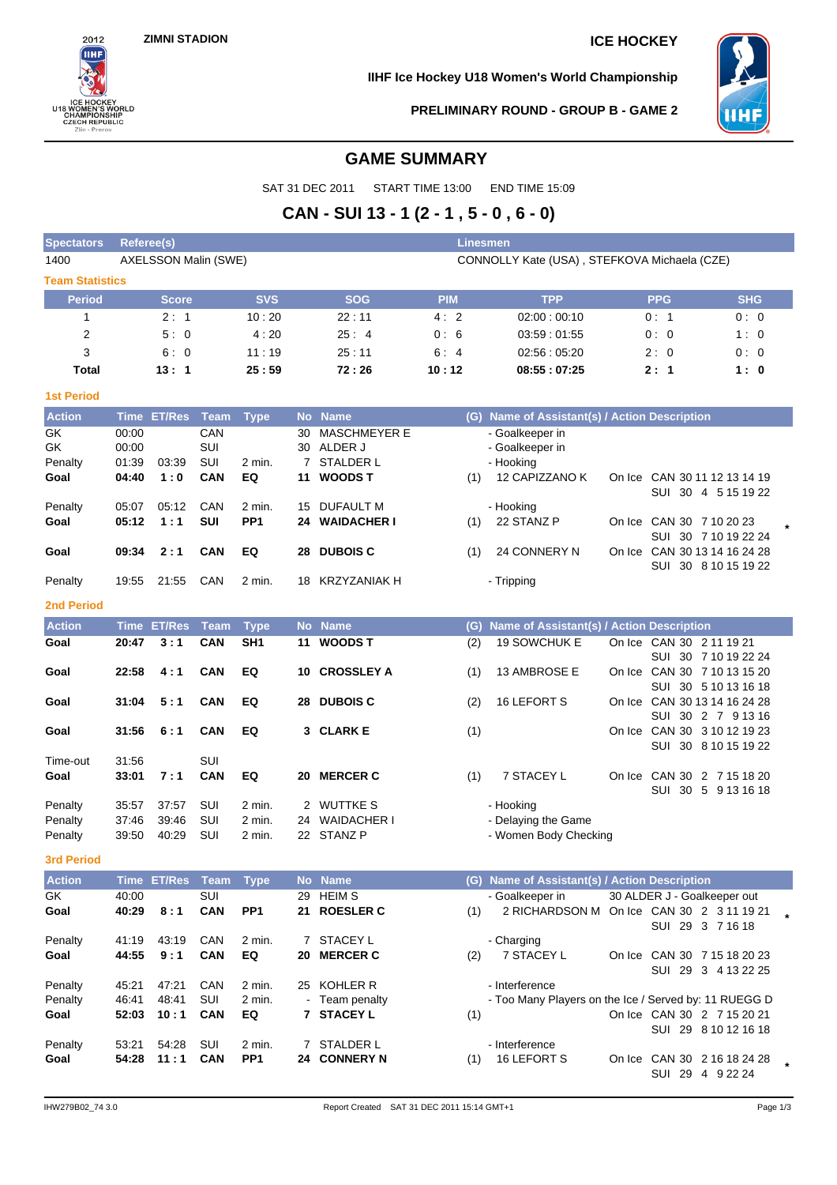ZIMNI STADION

ICE HOCKEY

IIHF Ice Hockey U18 Women's World Championship

PRELIMINARY ROUND - GROUP B - GAME 2

# GAME SUMMARY

SAT 31 DEC 2011 START TIME 13:00 END TIME 15:09

## CAN - SUI 13 - 1 (2 - 1 , 5 - 0 , 6 - 0)

| Spectators | Referee(s) | Linesmen |
|---|---|---|
| 1400 | AXELSSON Malin (SWE) | CONNOLLY Kate (USA) , STEFKOVA Michaela (CZE) |

### Team Statistics

| Period | Score | SVS | SOG | PIM | TPP | PPG | SHG |
|---|---|---|---|---|---|---|---|
| 1 | 2 : 1 | 10 : 20 | 22 : 11 | 4 : 2 | 02:00 : 00:10 | 0 : 1 | 0 : 0 |
| 2 | 5 : 0 | 4 : 20 | 25 : 4 | 0 : 6 | 03:59 : 01:55 | 0 : 0 | 1 : 0 |
| 3 | 6 : 0 | 11 : 19 | 25 : 11 | 6 : 4 | 02:56 : 05:20 | 2 : 0 | 0 : 0 |
| **Total** | **13 : 1** | **25 : 59** | **72 : 26** | **10 : 12** | **08:55 : 07:25** | **2 : 1** | **1 : 0** |

### 1st Period

| Action | Time | ET/Res | Team | Type | No | Name | (G) | Name of Assistant(s) / Action Description | On Ice |
|---|---|---|---|---|---|---|---|---|---|
| GK | 00:00 | | CAN | | 30 | MASCHMEYER E | | - Goalkeeper in | |
| GK | 00:00 | | SUI | | 30 | ALDER J | | - Goalkeeper in | |
| Penalty | 01:39 | 03:39 | SUI | 2 min. | 7 | STALDER L | | - Hooking | |
| **Goal** | **04:40** | **1 : 0** | **CAN** | **EQ** | **11** | **WOODS T** | (1) | 12 CAPIZZANO K | On Ice CAN 30 11 12 13 14 19 / SUI 30 4 5 15 19 22 |
| Penalty | 05:07 | 05:12 | CAN | 2 min. | 15 | DUFAULT M | | - Hooking | |
| **Goal** | **05:12** | **1 : 1** | **SUI** | **PP1** | **24** | **WAIDACHER I** | (1) | 22 STANZ P | On Ice CAN 30 7 10 20 23 / SUI 30 7 10 19 22 24 * |
| **Goal** | **09:34** | **2 : 1** | **CAN** | **EQ** | **28** | **DUBOIS C** | (1) | 24 CONNERY N | On Ice CAN 30 13 14 16 24 28 / SUI 30 8 10 15 19 22 |
| Penalty | 19:55 | 21:55 | CAN | 2 min. | 18 | KRZYZANIAK H | | - Tripping | |

### 2nd Period

| Action | Time | ET/Res | Team | Type | No | Name | (G) | Name of Assistant(s) / Action Description | On Ice |
|---|---|---|---|---|---|---|---|---|---|
| **Goal** | **20:47** | **3 : 1** | **CAN** | **SH1** | **11** | **WOODS T** | (2) | 19 SOWCHUK E | On Ice CAN 30 2 11 19 21 / SUI 30 7 10 19 22 24 |
| **Goal** | **22:58** | **4 : 1** | **CAN** | **EQ** | **10** | **CROSSLEY A** | (1) | 13 AMBROSE E | On Ice CAN 30 7 10 13 15 20 / SUI 30 5 10 13 16 18 |
| **Goal** | **31:04** | **5 : 1** | **CAN** | **EQ** | **28** | **DUBOIS C** | (2) | 16 LEFORT S | On Ice CAN 30 13 14 16 24 28 / SUI 30 2 7 9 13 16 |
| **Goal** | **31:56** | **6 : 1** | **CAN** | **EQ** | **3** | **CLARK E** | (1) | | On Ice CAN 30 3 10 12 19 23 / SUI 30 8 10 15 19 22 |
| Time-out | 31:56 | | SUI | | | | | | |
| **Goal** | **33:01** | **7 : 1** | **CAN** | **EQ** | **20** | **MERCER C** | (1) | 7 STACEY L | On Ice CAN 30 2 7 15 18 20 / SUI 30 5 9 13 16 18 |
| Penalty | 35:57 | 37:57 | SUI | 2 min. | 2 | WUTTKE S | | - Hooking | |
| Penalty | 37:46 | 39:46 | SUI | 2 min. | 24 | WAIDACHER I | | - Delaying the Game | |
| Penalty | 39:50 | 40:29 | SUI | 2 min. | 22 | STANZ P | | - Women Body Checking | |

### 3rd Period

| Action | Time | ET/Res | Team | Type | No | Name | (G) | Name of Assistant(s) / Action Description | On Ice |
|---|---|---|---|---|---|---|---|---|---|
| GK | 40:00 | | SUI | | 29 | HEIM S | | - Goalkeeper in | 30 ALDER J - Goalkeeper out |
| **Goal** | **40:29** | **8 : 1** | **CAN** | **PP1** | **21** | **ROESLER C** | (1) | 2 RICHARDSON M | On Ice CAN 30 2 3 11 19 21 / SUI 29 3 7 16 18 * |
| Penalty | 41:19 | 43:19 | CAN | 2 min. | 7 | STACEY L | | - Charging | |
| **Goal** | **44:55** | **9 : 1** | **CAN** | **EQ** | **20** | **MERCER C** | (2) | 7 STACEY L | On Ice CAN 30 7 15 18 20 23 / SUI 29 3 4 13 22 25 |
| Penalty | 45:21 | 47:21 | CAN | 2 min. | 25 | KOHLER R | | - Interference | |
| Penalty | 46:41 | 48:41 | SUI | 2 min. | - | Team penalty | | - Too Many Players on the Ice / Served by: 11 RUEGG D | |
| **Goal** | **52:03** | **10 : 1** | **CAN** | **EQ** | **7** | **STACEY L** | (1) | | On Ice CAN 30 2 7 15 20 21 / SUI 29 8 10 12 16 18 |
| Penalty | 53:21 | 54:28 | SUI | 2 min. | 7 | STALDER L | | - Interference | |
| **Goal** | **54:28** | **11 : 1** | **CAN** | **PP1** | **24** | **CONNERY N** | (1) | 16 LEFORT S | On Ice CAN 30 2 16 18 24 28 / SUI 29 4 9 22 24 * |

IHW279B02_74 3.0 Report Created SAT 31 DEC 2011 15:14 GMT+1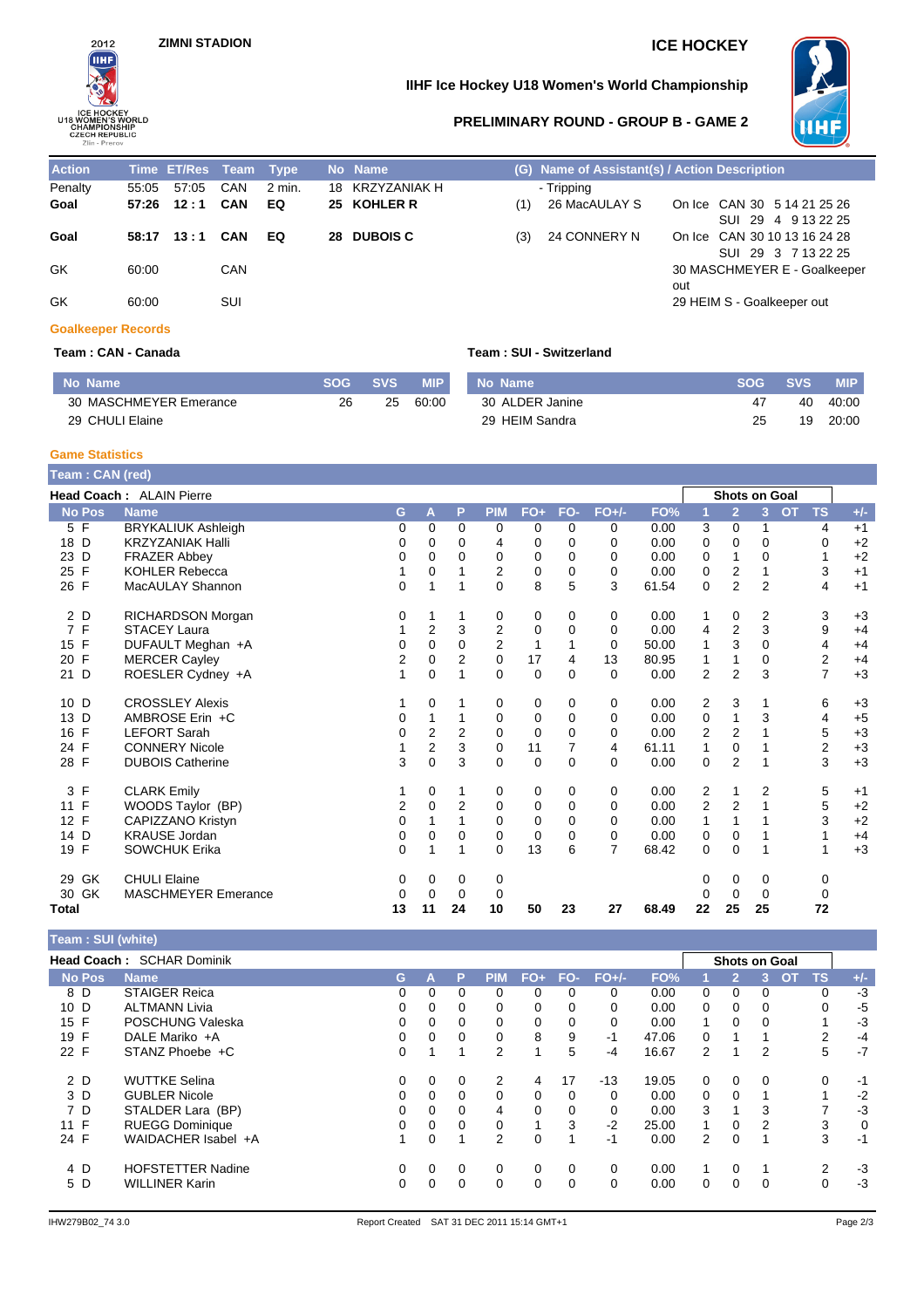ZIMNI STADION

ICE HOCKEY

# IIHF Ice Hockey U18 Women's World Championship

## PRELIMINARY ROUND - GROUP B - GAME 2

| Action | Time | ET/Res | Team | Type | No | Name | (G) | Name of Assistant(s) / Action Description | |
|---|---|---|---|---|---|---|---|---|---|
| Penalty | 55:05 | 57:05 | CAN | 2 min. | 18 | KRZYZANIAK H | | - Tripping | |
| **Goal** | **57:26** | **12 : 1** | **CAN** | **EQ** | **25** | **KOHLER R** | (1) | 26 MacAULAY S | On Ice CAN 30 5 14 21 25 26 SUI 29 4 9 13 22 25 |
| **Goal** | **58:17** | **13 : 1** | **CAN** | **EQ** | **28** | **DUBOIS C** | (3) | 24 CONNERY N | On Ice CAN 30 10 13 16 24 28 SUI 29 3 7 13 22 25 |
| GK | 60:00 | | CAN | | | | | | 30 MASCHMEYER E - Goalkeeper out |
| GK | 60:00 | | SUI | | | | | | 29 HEIM S - Goalkeeper out |

### Goalkeeper Records

**Team : CAN - Canada**

| No | Name | SOG | SVS | MIP |
|---|---|---|---|---|
| 30 | MASCHMEYER Emerance | 26 | 25 | 60:00 |
| 29 | CHULI Elaine | | | |

**Team : SUI - Switzerland**

| No | Name | SOG | SVS | MIP |
|---|---|---|---|---|
| 30 | ALDER Janine | 47 | 40 | 40:00 |
| 29 | HEIM Sandra | 25 | 19 | 20:00 |

### Game Statistics

**Team : CAN (red)**

**Head Coach :** ALAIN Pierre

| No | Pos | Name | G | A | P | PIM | FO+ | FO- | FO+/- | FO% | 1 | 2 | 3 | OT | TS | +/- |
|---|---|---|---|---|---|---|---|---|---|---|---|---|---|---|---|---|
| 5 | F | BRYKALIUK Ashleigh | 0 | 0 | 0 | 0 | 0 | 0 | 0 | 0.00 | 3 | 0 | 1 | | 4 | +1 |
| 18 | D | KRZYZANIAK Halli | 0 | 0 | 0 | 4 | 0 | 0 | 0 | 0.00 | 0 | 0 | 0 | | 0 | +2 |
| 23 | D | FRAZER Abbey | 0 | 0 | 0 | 0 | 0 | 0 | 0 | 0.00 | 0 | 1 | 0 | | 1 | +2 |
| 25 | F | KOHLER Rebecca | 1 | 0 | 1 | 2 | 0 | 0 | 0 | 0.00 | 0 | 2 | 1 | | 3 | +1 |
| 26 | F | MacAULAY Shannon | 0 | 1 | 1 | 0 | 8 | 5 | 3 | 61.54 | 0 | 2 | 2 | | 4 | +1 |
| 2 | D | RICHARDSON Morgan | 0 | 1 | 1 | 0 | 0 | 0 | 0 | 0.00 | 1 | 0 | 2 | | 3 | +3 |
| 7 | F | STACEY Laura | 1 | 2 | 3 | 2 | 0 | 0 | 0 | 0.00 | 4 | 2 | 3 | | 9 | +4 |
| 15 | F | DUFAULT Meghan +A | 0 | 0 | 0 | 2 | 1 | 1 | 0 | 50.00 | 1 | 3 | 0 | | 4 | +4 |
| 20 | F | MERCER Cayley | 2 | 0 | 2 | 0 | 17 | 4 | 13 | 80.95 | 1 | 1 | 0 | | 2 | +4 |
| 21 | D | ROESLER Cydney +A | 1 | 0 | 1 | 0 | 0 | 0 | 0 | 0.00 | 2 | 2 | 3 | | 7 | +3 |
| 10 | D | CROSSLEY Alexis | 1 | 0 | 1 | 0 | 0 | 0 | 0 | 0.00 | 2 | 3 | 1 | | 6 | +3 |
| 13 | D | AMBROSE Erin +C | 0 | 1 | 1 | 0 | 0 | 0 | 0 | 0.00 | 0 | 1 | 3 | | 4 | +5 |
| 16 | F | LEFORT Sarah | 0 | 2 | 2 | 0 | 0 | 0 | 0 | 0.00 | 2 | 2 | 1 | | 5 | +3 |
| 24 | F | CONNERY Nicole | 1 | 2 | 3 | 0 | 11 | 7 | 4 | 61.11 | 1 | 0 | 1 | | 2 | +3 |
| 28 | F | DUBOIS Catherine | 3 | 0 | 3 | 0 | 0 | 0 | 0 | 0.00 | 0 | 2 | 1 | | 3 | +3 |
| 3 | F | CLARK Emily | 1 | 0 | 1 | 0 | 0 | 0 | 0 | 0.00 | 2 | 1 | 2 | | 5 | +1 |
| 11 | F | WOODS Taylor (BP) | 2 | 0 | 2 | 0 | 0 | 0 | 0 | 0.00 | 2 | 2 | 1 | | 5 | +2 |
| 12 | F | CAPIZZANO Kristyn | 0 | 1 | 1 | 0 | 0 | 0 | 0 | 0.00 | 1 | 1 | 1 | | 3 | +2 |
| 14 | D | KRAUSE Jordan | 0 | 0 | 0 | 0 | 0 | 0 | 0 | 0.00 | 0 | 0 | 1 | | 1 | +4 |
| 19 | F | SOWCHUK Erika | 0 | 1 | 1 | 0 | 13 | 6 | 7 | 68.42 | 0 | 0 | 1 | | 1 | +3 |
| 29 | GK | CHULI Elaine | 0 | 0 | 0 | 0 | | | | | 0 | 0 | 0 | | 0 | |
| 30 | GK | MASCHMEYER Emerance | 0 | 0 | 0 | 0 | | | | | 0 | 0 | 0 | | 0 | |
| **Total** | | | **13** | **11** | **24** | **10** | **50** | **23** | **27** | **68.49** | **22** | **25** | **25** | | **72** | |

**Team : SUI (white)**

**Head Coach :** SCHAR Dominik

| No | Pos | Name | G | A | P | PIM | FO+ | FO- | FO+/- | FO% | 1 | 2 | 3 | OT | TS | +/- |
|---|---|---|---|---|---|---|---|---|---|---|---|---|---|---|---|---|
| 8 | D | STAIGER Reica | 0 | 0 | 0 | 0 | 0 | 0 | 0 | 0.00 | 0 | 0 | 0 | | 0 | -3 |
| 10 | D | ALTMANN Livia | 0 | 0 | 0 | 0 | 0 | 0 | 0 | 0.00 | 0 | 0 | 0 | | 0 | -5 |
| 15 | F | POSCHUNG Valeska | 0 | 0 | 0 | 0 | 0 | 0 | 0 | 0.00 | 1 | 0 | 0 | | 1 | -3 |
| 19 | F | DALE Mariko +A | 0 | 0 | 0 | 0 | 8 | 9 | -1 | 47.06 | 0 | 1 | 1 | | 2 | -4 |
| 22 | F | STANZ Phoebe +C | 0 | 1 | 1 | 2 | 1 | 5 | -4 | 16.67 | 2 | 1 | 2 | | 5 | -7 |
| 2 | D | WUTTKE Selina | 0 | 0 | 0 | 2 | 4 | 17 | -13 | 19.05 | 0 | 0 | 0 | | 0 | -1 |
| 3 | D | GUBLER Nicole | 0 | 0 | 0 | 0 | 0 | 0 | 0 | 0.00 | 0 | 0 | 1 | | 1 | -2 |
| 7 | D | STALDER Lara (BP) | 0 | 0 | 0 | 4 | 0 | 0 | 0 | 0.00 | 3 | 1 | 3 | | 7 | -3 |
| 11 | F | RUEGG Dominique | 0 | 0 | 0 | 0 | 1 | 3 | -2 | 25.00 | 1 | 0 | 2 | | 3 | 0 |
| 24 | F | WAIDACHER Isabel +A | 1 | 0 | 1 | 2 | 0 | 1 | -1 | 0.00 | 2 | 0 | 1 | | 3 | -1 |
| 4 | D | HOFSTETTER Nadine | 0 | 0 | 0 | 0 | 0 | 0 | 0 | 0.00 | 1 | 0 | 1 | | 2 | -3 |
| 5 | D | WILLINER Karin | 0 | 0 | 0 | 0 | 0 | 0 | 0 | 0.00 | 0 | 0 | 0 | | 0 | -3 |

IHW279B02_74 3.0 Report Created SAT 31 DEC 2011 15:14 GMT+1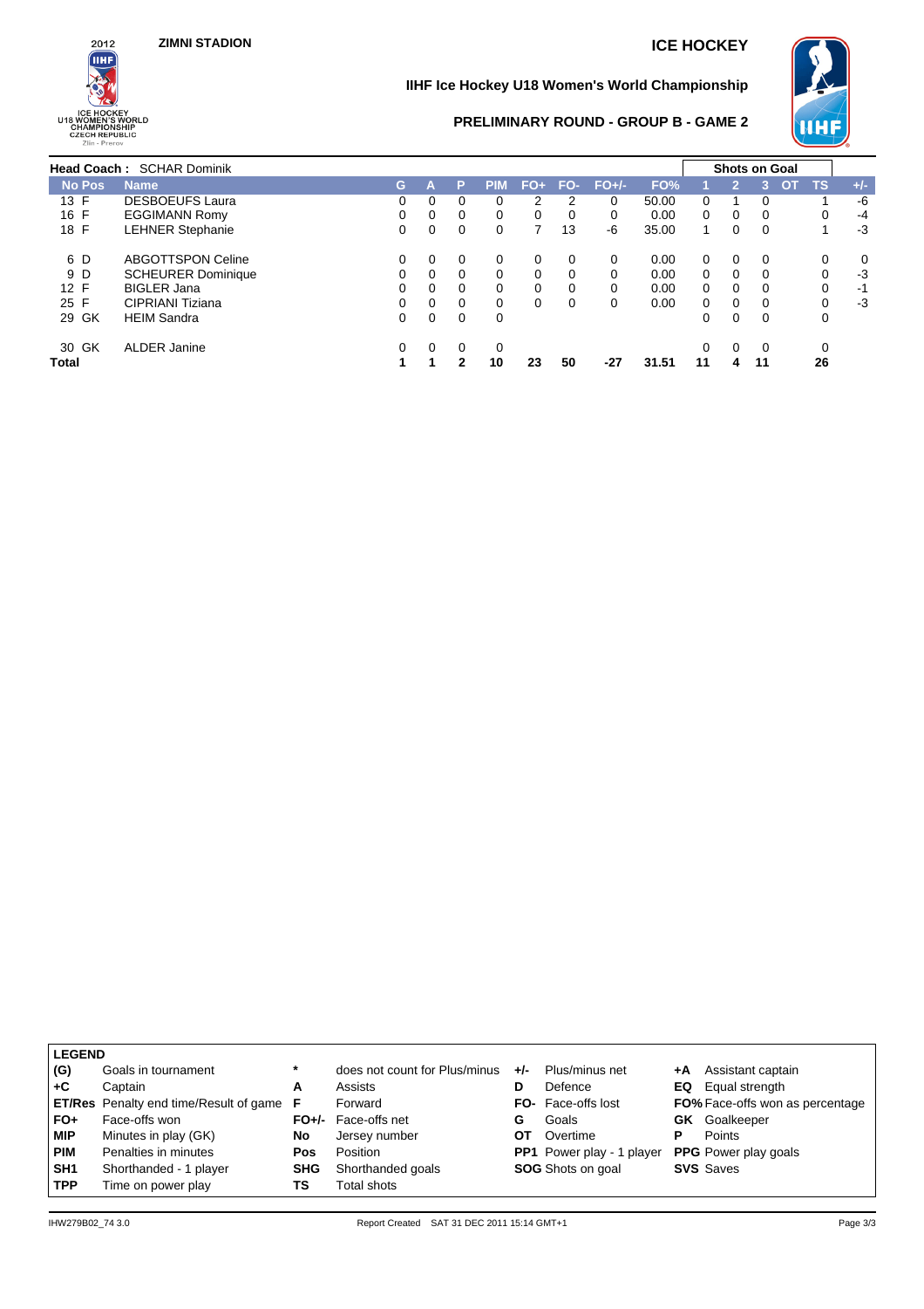**ZIMNI STADION**

**ICE HOCKEY**

**IIHF Ice Hockey U18 Women's World Championship**

**PRELIMINARY ROUND - GROUP B - GAME 2**

**Head Coach :** SCHAR Dominik

| No | Pos | Name | G | A | P | PIM | FO+ | FO- | FO+/- | FO% | Shots on Goal 1 | 2 | 3 | OT | TS | +/- |
|---|---|---|---|---|---|---|---|---|---|---|---|---|---|---|---|---|
| 13 | F | DESBOEUFS Laura | 0 | 0 | 0 | 0 | 2 | 2 | 0 | 50.00 | 0 | 1 | 0 | | 1 | -6 |
| 16 | F | EGGIMANN Romy | 0 | 0 | 0 | 0 | 0 | 0 | 0 | 0.00 | 0 | 0 | 0 | | 0 | -4 |
| 18 | F | LEHNER Stephanie | 0 | 0 | 0 | 0 | 7 | 13 | -6 | 35.00 | 1 | 0 | 0 | | 1 | -3 |
| 6 | D | ABGOTTSPON Celine | 0 | 0 | 0 | 0 | 0 | 0 | 0 | 0.00 | 0 | 0 | 0 | | 0 | 0 |
| 9 | D | SCHEURER Dominique | 0 | 0 | 0 | 0 | 0 | 0 | 0 | 0.00 | 0 | 0 | 0 | | 0 | -3 |
| 12 | F | BIGLER Jana | 0 | 0 | 0 | 0 | 0 | 0 | 0 | 0.00 | 0 | 0 | 0 | | 0 | -1 |
| 25 | F | CIPRIANI Tiziana | 0 | 0 | 0 | 0 | 0 | 0 | 0 | 0.00 | 0 | 0 | 0 | | 0 | -3 |
| 29 | GK | HEIM Sandra | 0 | 0 | 0 | 0 | | | | | 0 | 0 | 0 | | 0 | |
| 30 | GK | ALDER Janine | 0 | 0 | 0 | 0 | | | | | 0 | 0 | 0 | | 0 | |
| **Total** | | | **1** | **1** | **2** | **10** | **23** | **50** | **-27** | **31.51** | **11** | **4** | **11** | | **26** | |

**LEGEND**

| | | | | | | | |
|---|---|---|---|---|---|---|---|
| **(G)** | Goals in tournament | **\*** | does not count for Plus/minus | **+/-** | Plus/minus net | **+A** | Assistant captain |
| **+C** | Captain | **A** | Assists | **D** | Defence | **EQ** | Equal strength |
| **ET/Res** | Penalty end time/Result of game | **F** | Forward | **FO-** | Face-offs lost | **FO%** | Face-offs won as percentage |
| **FO+** | Face-offs won | **FO+/-** | Face-offs net | **G** | Goals | **GK** | Goalkeeper |
| **MIP** | Minutes in play (GK) | **No** | Jersey number | **OT** | Overtime | **P** | Points |
| **PIM** | Penalties in minutes | **Pos** | Position | **PP1** | Power play - 1 player | **PPG** | Power play goals |
| **SH1** | Shorthanded - 1 player | **SHG** | Shorthanded goals | **SOG** | Shots on goal | **SVS** | Saves |
| **TPP** | Time on power play | **TS** | Total shots | | | | |

IHW279B02_74 3.0 Report Created SAT 31 DEC 2011 15:14 GMT+1